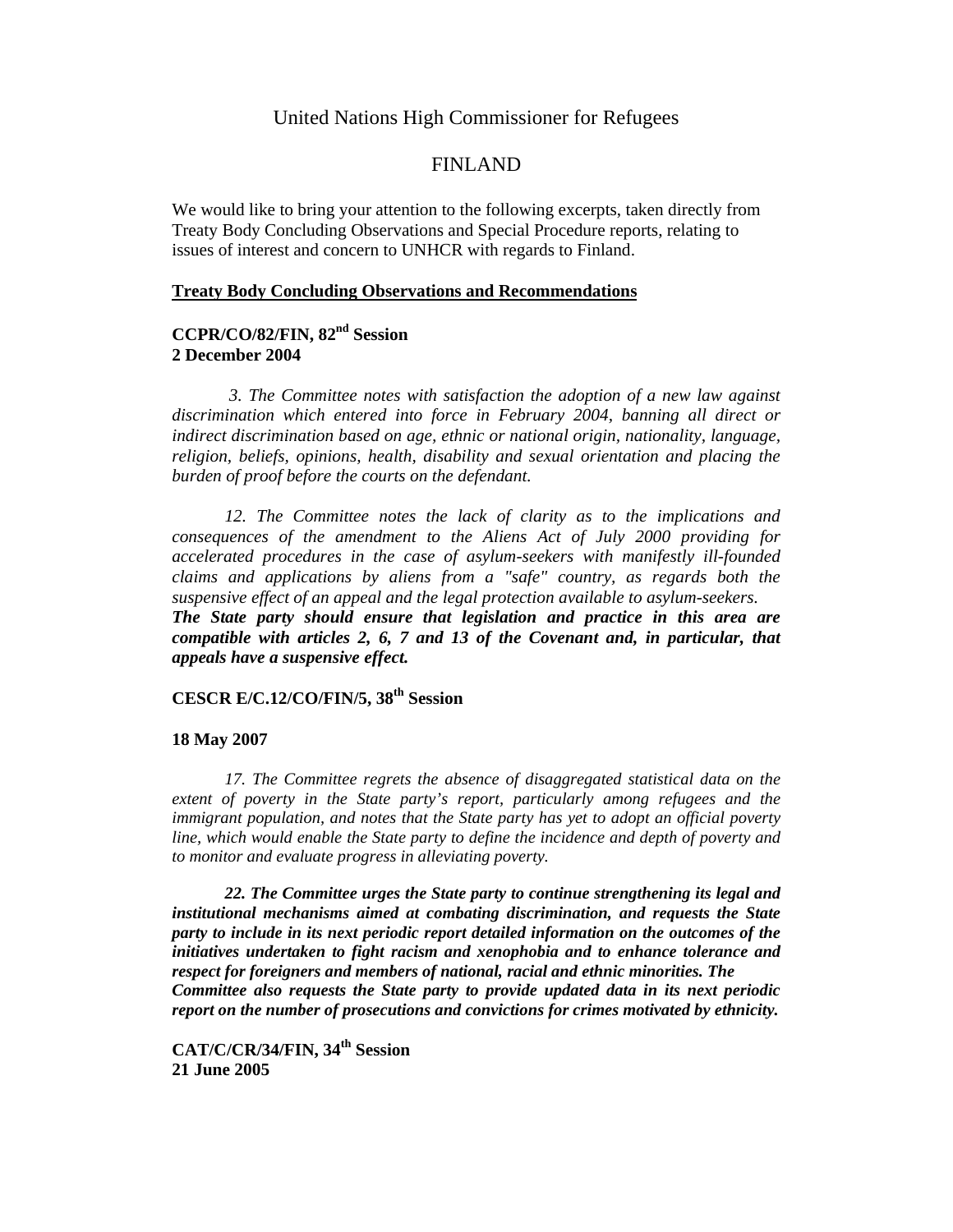United Nations High Commissioner for Refugees

FINLAND

We would like to bring your attention to the following excerpts, taken directly from Treaty Body Concluding Observations and Special Procedure reports, relating to issues of interest and concern to UNHCR with regards to Finland.

**Treaty Body Concluding Observations and Recommendations**

**CCPR/CO/82/FIN, 82nd Session**
**2 December 2004**

*3. The Committee notes with satisfaction the adoption of a new law against discrimination which entered into force in February 2004, banning all direct or indirect discrimination based on age, ethnic or national origin, nationality, language, religion, beliefs, opinions, health, disability and sexual orientation and placing the burden of proof before the courts on the defendant.*

*12. The Committee notes the lack of clarity as to the implications and consequences of the amendment to the Aliens Act of July 2000 providing for accelerated procedures in the case of asylum-seekers with manifestly ill-founded claims and applications by aliens from a "safe" country, as regards both the suspensive effect of an appeal and the legal protection available to asylum-seekers.*
***The State party should ensure that legislation and practice in this area are compatible with articles 2, 6, 7 and 13 of the Covenant and, in particular, that appeals have a suspensive effect.***

**CESCR E/C.12/CO/FIN/5, 38th Session**

**18 May 2007**

*17. The Committee regrets the absence of disaggregated statistical data on the extent of poverty in the State party's report, particularly among refugees and the immigrant population, and notes that the State party has yet to adopt an official poverty line, which would enable the State party to define the incidence and depth of poverty and to monitor and evaluate progress in alleviating poverty.*

***22. The Committee urges the State party to continue strengthening its legal and institutional mechanisms aimed at combating discrimination, and requests the State party to include in its next periodic report detailed information on the outcomes of the initiatives undertaken to fight racism and xenophobia and to enhance tolerance and respect for foreigners and members of national, racial and ethnic minorities. The Committee also requests the State party to provide updated data in its next periodic report on the number of prosecutions and convictions for crimes motivated by ethnicity.***

**CAT/C/CR/34/FIN, 34th Session**
**21 June 2005**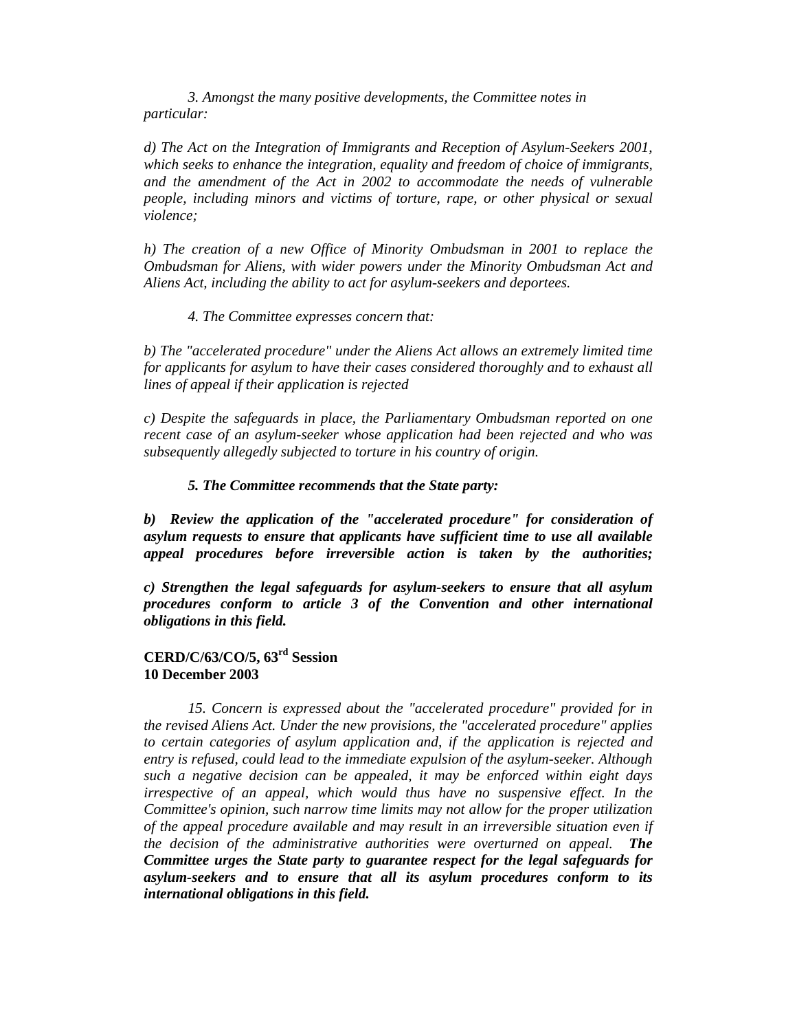*3. Amongst the many positive developments, the Committee notes in particular:*

*d) The Act on the Integration of Immigrants and Reception of Asylum-Seekers 2001, which seeks to enhance the integration, equality and freedom of choice of immigrants, and the amendment of the Act in 2002 to accommodate the needs of vulnerable people, including minors and victims of torture, rape, or other physical or sexual violence;*

*h) The creation of a new Office of Minority Ombudsman in 2001 to replace the Ombudsman for Aliens, with wider powers under the Minority Ombudsman Act and Aliens Act, including the ability to act for asylum-seekers and deportees.*

*4. The Committee expresses concern that:*

*b) The "accelerated procedure" under the Aliens Act allows an extremely limited time for applicants for asylum to have their cases considered thoroughly and to exhaust all lines of appeal if their application is rejected*

*c) Despite the safeguards in place, the Parliamentary Ombudsman reported on one recent case of an asylum-seeker whose application had been rejected and who was subsequently allegedly subjected to torture in his country of origin.*

***5. The Committee recommends that the State party:***

***b) Review the application of the "accelerated procedure" for consideration of asylum requests to ensure that applicants have sufficient time to use all available appeal procedures before irreversible action is taken by the authorities;***

***c) Strengthen the legal safeguards for asylum-seekers to ensure that all asylum procedures conform to article 3 of the Convention and other international obligations in this field.***

**CERD/C/63/CO/5, 63rd Session**
**10 December 2003**

*15. Concern is expressed about the "accelerated procedure" provided for in the revised Aliens Act. Under the new provisions, the "accelerated procedure" applies to certain categories of asylum application and, if the application is rejected and entry is refused, could lead to the immediate expulsion of the asylum-seeker. Although such a negative decision can be appealed, it may be enforced within eight days irrespective of an appeal, which would thus have no suspensive effect. In the Committee's opinion, such narrow time limits may not allow for the proper utilization of the appeal procedure available and may result in an irreversible situation even if the decision of the administrative authorities were overturned on appeal.* ***The Committee urges the State party to guarantee respect for the legal safeguards for asylum-seekers and to ensure that all its asylum procedures conform to its international obligations in this field.***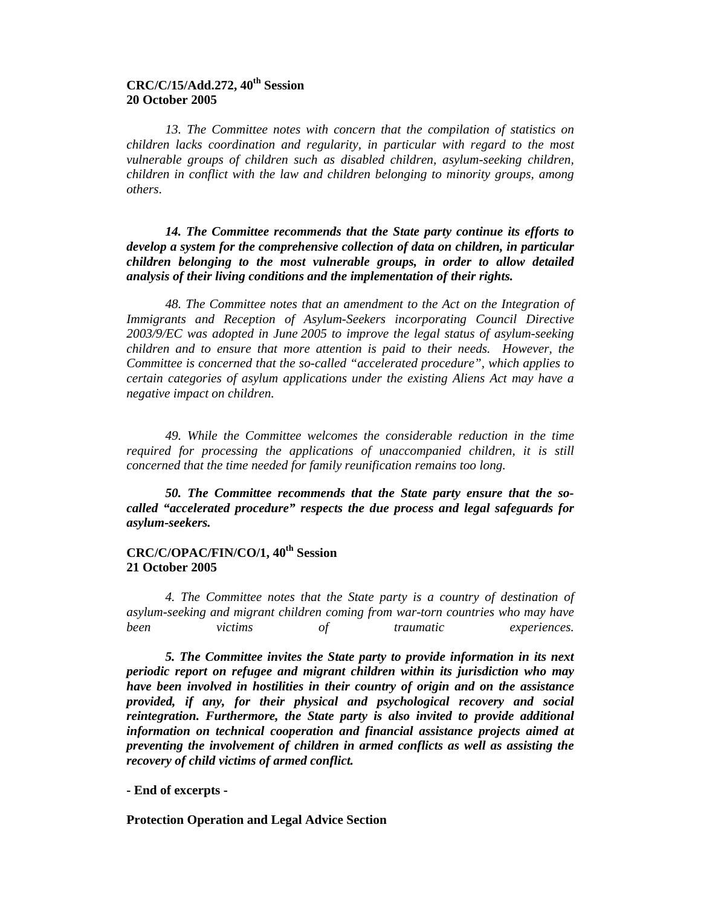**CRC/C/15/Add.272, 40th Session**
**20 October 2005**

*13. The Committee notes with concern that the compilation of statistics on children lacks coordination and regularity, in particular with regard to the most vulnerable groups of children such as disabled children, asylum-seeking children, children in conflict with the law and children belonging to minority groups, among others.*

***14. The Committee recommends that the State party continue its efforts to develop a system for the comprehensive collection of data on children, in particular children belonging to the most vulnerable groups, in order to allow detailed analysis of their living conditions and the implementation of their rights.***

*48. The Committee notes that an amendment to the Act on the Integration of Immigrants and Reception of Asylum-Seekers incorporating Council Directive 2003/9/EC was adopted in June 2005 to improve the legal status of asylum-seeking children and to ensure that more attention is paid to their needs. However, the Committee is concerned that the so-called "accelerated procedure", which applies to certain categories of asylum applications under the existing Aliens Act may have a negative impact on children.*

*49. While the Committee welcomes the considerable reduction in the time required for processing the applications of unaccompanied children, it is still concerned that the time needed for family reunification remains too long.*

***50. The Committee recommends that the State party ensure that the so-called "accelerated procedure" respects the due process and legal safeguards for asylum-seekers.***

**CRC/C/OPAC/FIN/CO/1, 40th Session**
**21 October 2005**

*4. The Committee notes that the State party is a country of destination of asylum-seeking and migrant children coming from war-torn countries who may have been victims of traumatic experiences.*

***5. The Committee invites the State party to provide information in its next periodic report on refugee and migrant children within its jurisdiction who may have been involved in hostilities in their country of origin and on the assistance provided, if any, for their physical and psychological recovery and social reintegration. Furthermore, the State party is also invited to provide additional information on technical cooperation and financial assistance projects aimed at preventing the involvement of children in armed conflicts as well as assisting the recovery of child victims of armed conflict.***

**- End of excerpts -**

**Protection Operation and Legal Advice Section**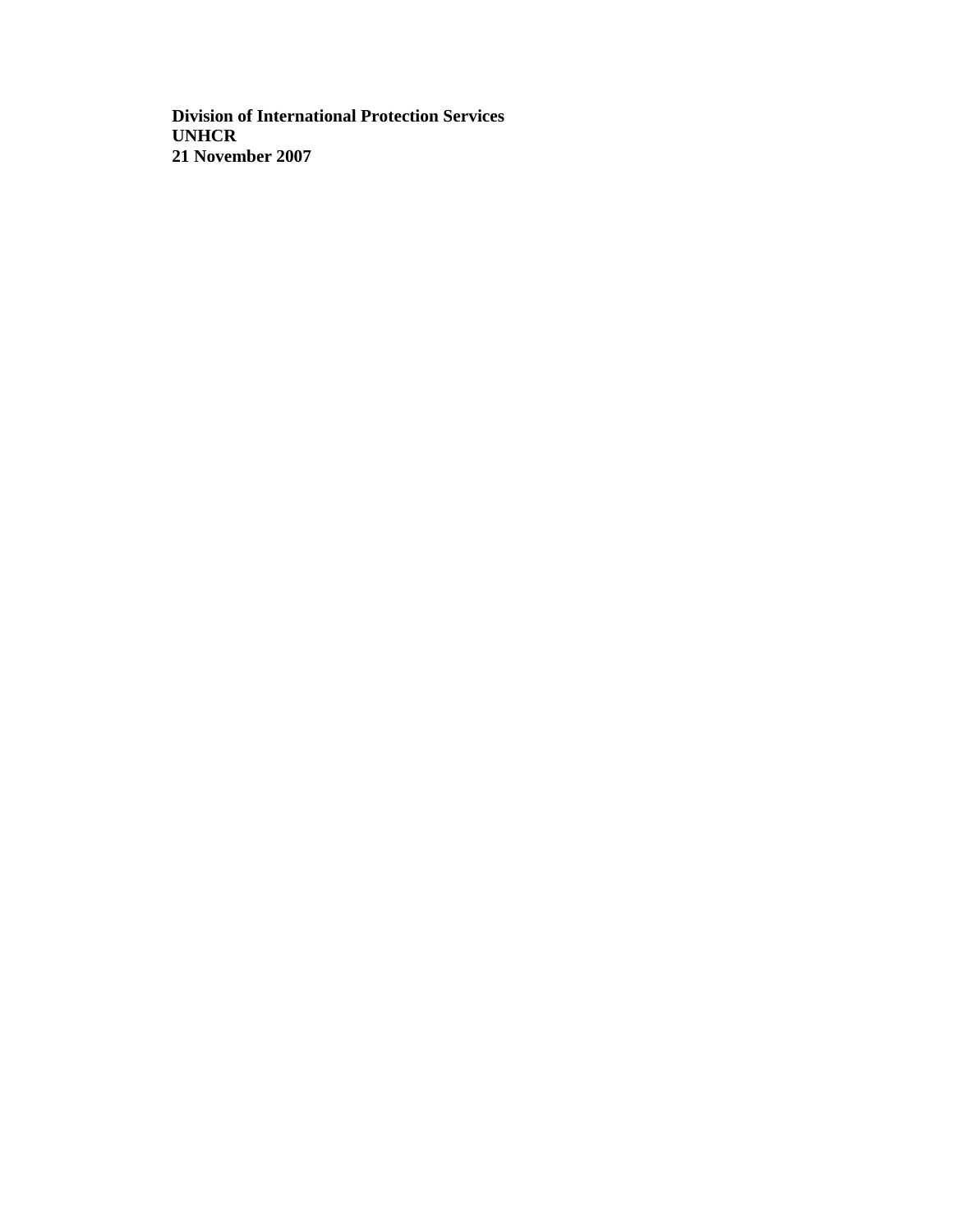**Division of International Protection Services**
**UNHCR**
**21 November 2007**